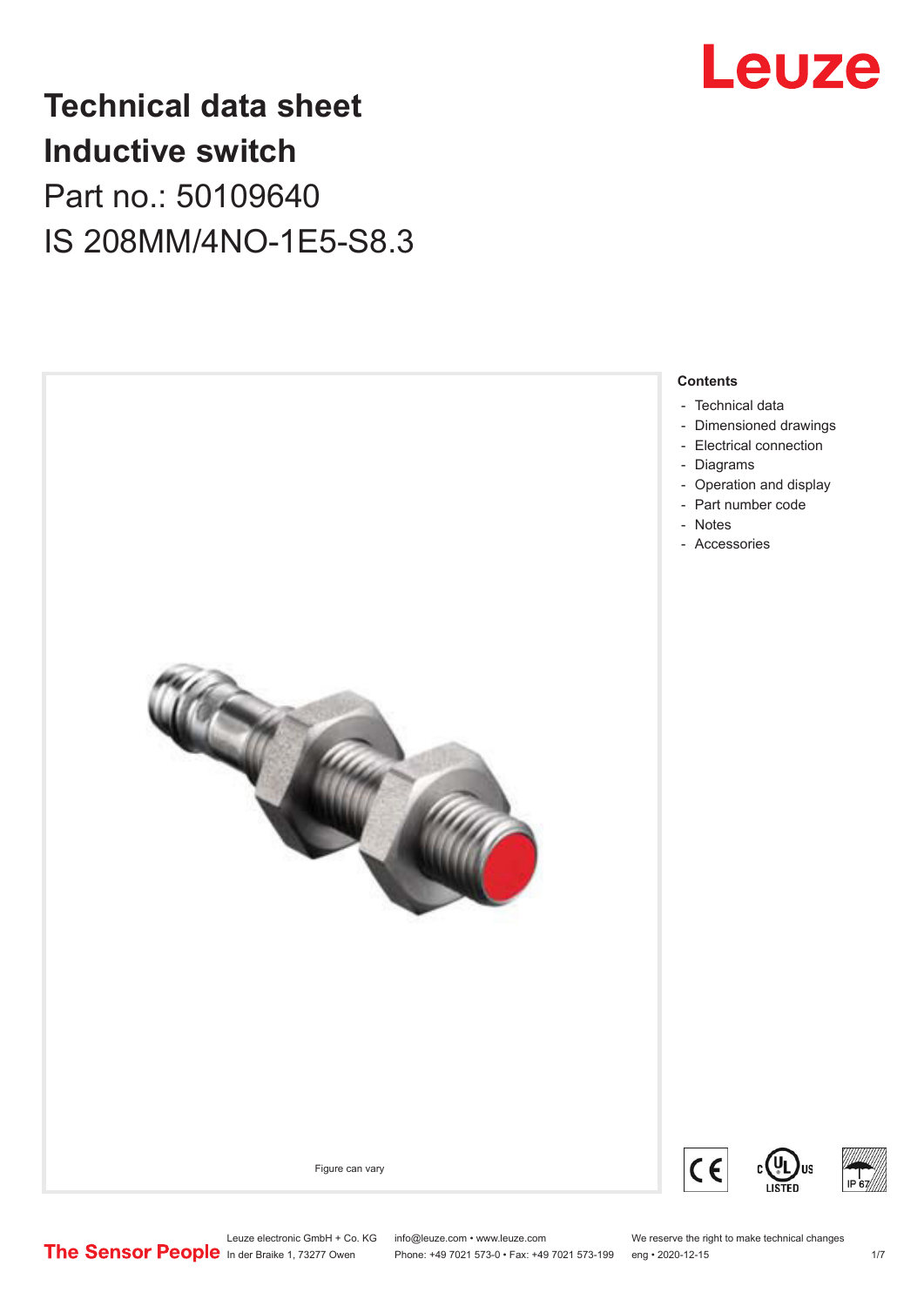# Technical data sheet
# Inductive switch

## Part no.: 50109640

## IS 208MM/4NO-1E5-S8.3

Figure can vary

**Contents**

- Technical data
- Dimensioned drawings
- Electrical connection
- Diagrams
- Operation and display
- Part number code
- Notes
- Accessories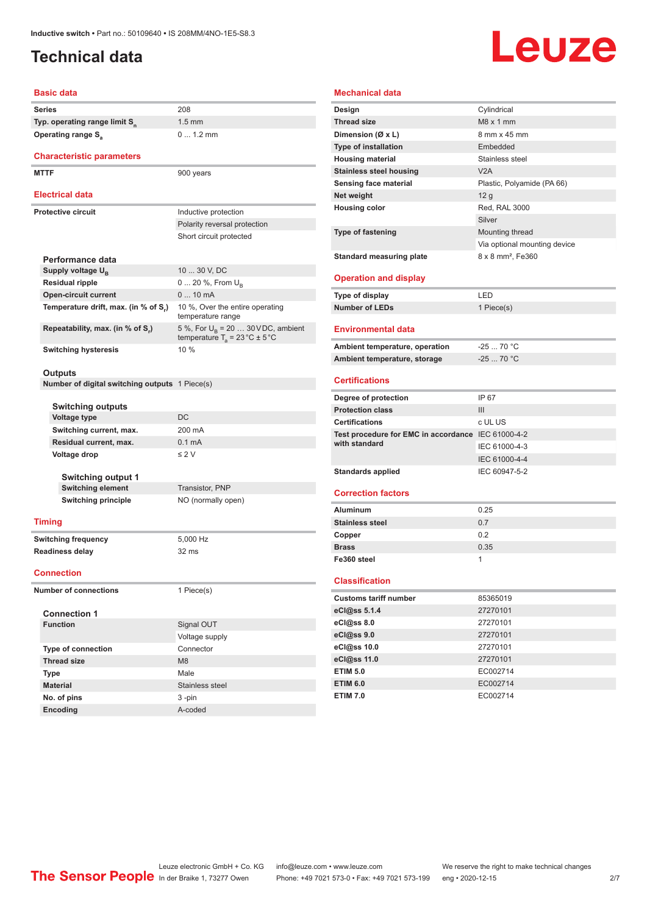Inductive switch • Part no.: 50109640 • IS 208MM/4NO-1E5-S8.3

# Technical data

## Basic data

| | |
|---|---|
| Series | 208 |
| Typ. operating range limit $S_n$ | 1.5 mm |
| Operating range $S_a$ | 0 ... 1.2 mm |

## Characteristic parameters

| | |
|---|---|
| MTTF | 900 years |

## Electrical data

| | |
|---|---|
| Protective circuit | Inductive protection |
| | Polarity reversal protection |
| | Short circuit protected |

### Performance data

| | |
|---|---|
| Supply voltage $U_B$ | 10 ... 30 V, DC |
| Residual ripple | 0 ... 20 %, From $U_B$ |
| Open-circuit current | 0 ... 10 mA |
| Temperature drift, max. (in % of $S_r$) | 10 %, Over the entire operating temperature range |
| Repeatability, max. (in % of $S_r$) | 5 %, For $U_B$ = 20 … 30 V DC, ambient temperature $T_a$ = 23 °C ± 5 °C |
| Switching hysteresis | 10 % |

### Outputs

| | |
|---|---|
| Number of digital switching outputs | 1 Piece(s) |

#### Switching outputs

| | |
|---|---|
| Voltage type | DC |
| Switching current, max. | 200 mA |
| Residual current, max. | 0.1 mA |
| Voltage drop | ≤ 2 V |

##### Switching output 1

| | |
|---|---|
| Switching element | Transistor, PNP |
| Switching principle | NO (normally open) |

## Timing

| | |
|---|---|
| Switching frequency | 5,000 Hz |
| Readiness delay | 32 ms |

## Connection

| | |
|---|---|
| Number of connections | 1 Piece(s) |

### Connection 1

| | |
|---|---|
| Function | Signal OUT |
| | Voltage supply |
| Type of connection | Connector |
| Thread size | M8 |
| Type | Male |
| Material | Stainless steel |
| No. of pins | 3 -pin |
| Encoding | A-coded |

## Mechanical data

| | |
|---|---|
| Design | Cylindrical |
| Thread size | M8 x 1 mm |
| Dimension (Ø x L) | 8 mm x 45 mm |
| Type of installation | Embedded |
| Housing material | Stainless steel |
| Stainless steel housing | V2A |
| Sensing face material | Plastic, Polyamide (PA 66) |
| Net weight | 12 g |
| Housing color | Red, RAL 3000 |
| | Silver |
| Type of fastening | Mounting thread |
| | Via optional mounting device |
| Standard measuring plate | 8 x 8 mm², Fe360 |

## Operation and display

| | |
|---|---|
| Type of display | LED |
| Number of LEDs | 1 Piece(s) |

## Environmental data

| | |
|---|---|
| Ambient temperature, operation | -25 ... 70 °C |
| Ambient temperature, storage | -25 ... 70 °C |

## Certifications

| | |
|---|---|
| Degree of protection | IP 67 |
| Protection class | III |
| Certifications | c UL US |
| Test procedure for EMC in accordance with standard | IEC 61000-4-2 |
| | IEC 61000-4-3 |
| | IEC 61000-4-4 |
| Standards applied | IEC 60947-5-2 |

## Correction factors

| | |
|---|---|
| Aluminum | 0.25 |
| Stainless steel | 0.7 |
| Copper | 0.2 |
| Brass | 0.35 |
| Fe360 steel | 1 |

## Classification

| | |
|---|---|
| Customs tariff number | 85365019 |
| eCl@ss 5.1.4 | 27270101 |
| eCl@ss 8.0 | 27270101 |
| eCl@ss 9.0 | 27270101 |
| eCl@ss 10.0 | 27270101 |
| eCl@ss 11.0 | 27270101 |
| ETIM 5.0 | EC002714 |
| ETIM 6.0 | EC002714 |
| ETIM 7.0 | EC002714 |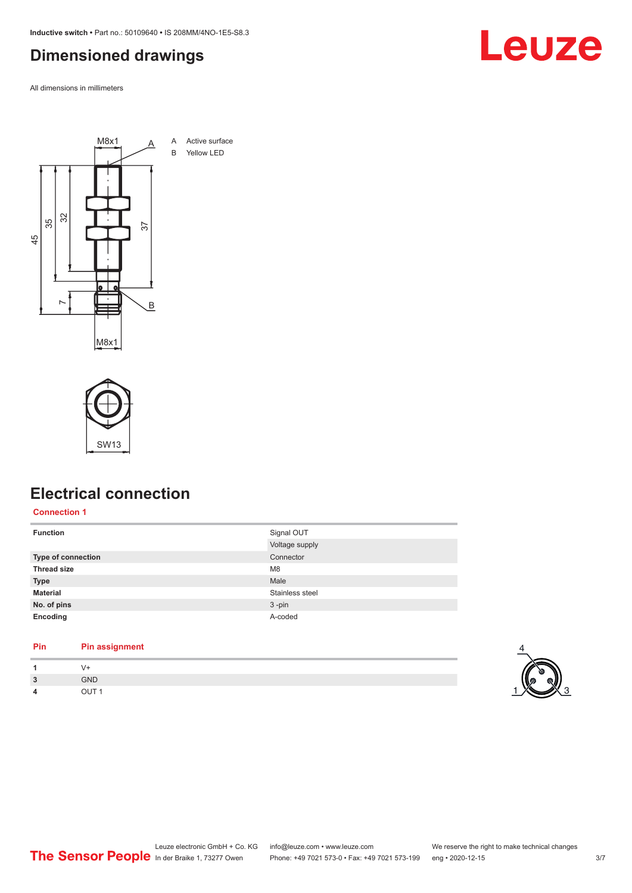## Dimensioned drawings

All dimensions in millimeters

A Active surface
B Yellow LED

## Electrical connection

### Connection 1

| | |
|---|---|
| **Function** | Signal OUT |
| | Voltage supply |
| **Type of connection** | Connector |
| **Thread size** | M8 |
| **Type** | Male |
| **Material** | Stainless steel |
| **No. of pins** | 3 -pin |
| **Encoding** | A-coded |

| Pin | Pin assignment |
|---|---|
| **1** | V+ |
| **3** | GND |
| **4** | OUT 1 |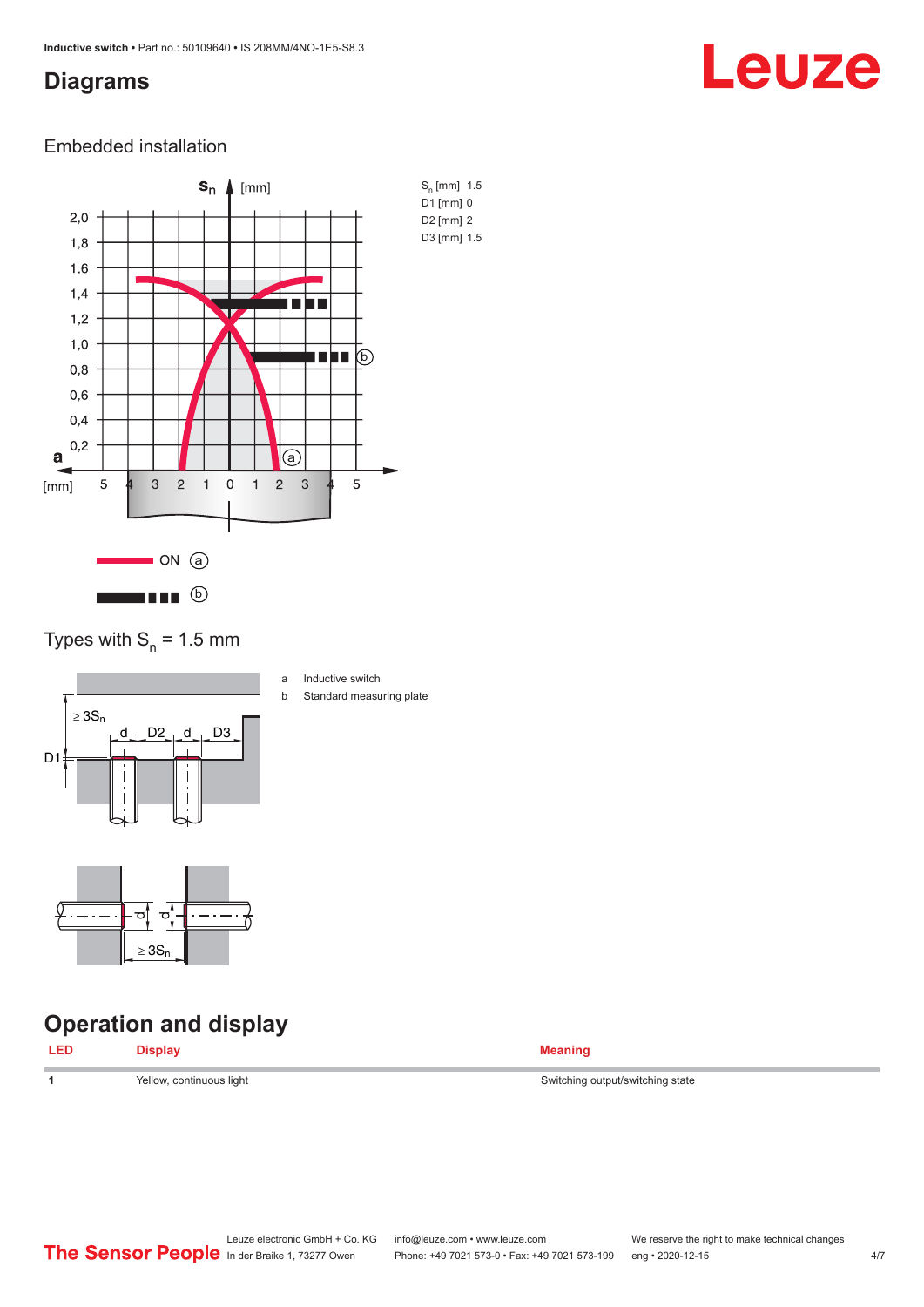# Diagrams

## Embedded installation

$S_n$ [mm] 1.5
D1 [mm] 0
D2 [mm] 2
D3 [mm] 1.5

ON (a)

(b)

## Types with $S_n$ = 1.5 mm

a Inductive switch
b Standard measuring plate

# Operation and display

| LED | Display | Meaning |
| --- | --- | --- |
| 1 | Yellow, continuous light | Switching output/switching state |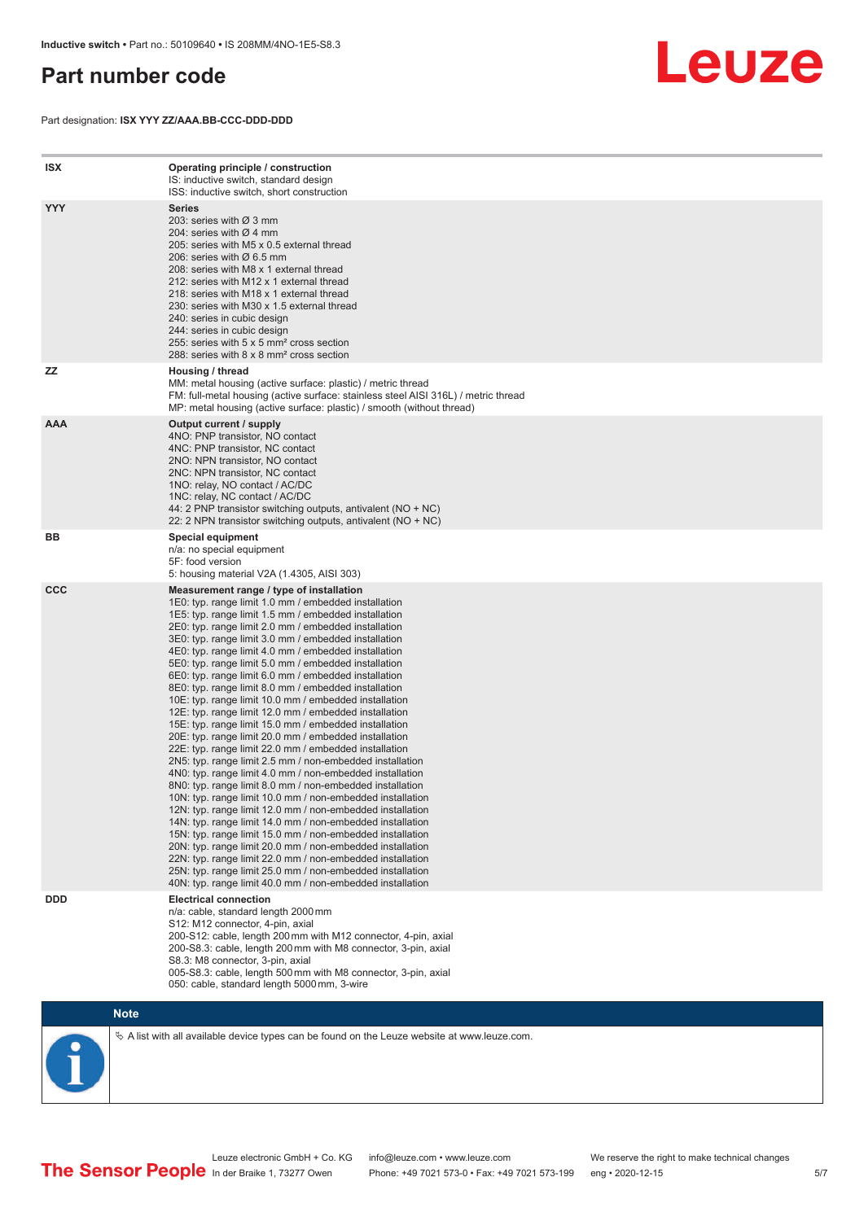# Part number code

Part designation: **ISX YYY ZZ/AAA.BB-CCC-DDD-DDD**

| | |
|---|---|
| **ISX** | **Operating principle / construction**<br>IS: inductive switch, standard design<br>ISS: inductive switch, short construction |
| **YYY** | **Series**<br>203: series with Ø 3 mm<br>204: series with Ø 4 mm<br>205: series with M5 x 0.5 external thread<br>206: series with Ø 6.5 mm<br>208: series with M8 x 1 external thread<br>212: series with M12 x 1 external thread<br>218: series with M18 x 1 external thread<br>230: series with M30 x 1.5 external thread<br>240: series in cubic design<br>244: series in cubic design<br>255: series with 5 x 5 mm² cross section<br>288: series with 8 x 8 mm² cross section |
| **ZZ** | **Housing / thread**<br>MM: metal housing (active surface: plastic) / metric thread<br>FM: full-metal housing (active surface: stainless steel AISI 316L) / metric thread<br>MP: metal housing (active surface: plastic) / smooth (without thread) |
| **AAA** | **Output current / supply**<br>4NO: PNP transistor, NO contact<br>4NC: PNP transistor, NC contact<br>2NO: NPN transistor, NO contact<br>2NC: NPN transistor, NC contact<br>1NO: relay, NO contact / AC/DC<br>1NC: relay, NC contact / AC/DC<br>44: 2 PNP transistor switching outputs, antivalent (NO + NC)<br>22: 2 NPN transistor switching outputs, antivalent (NO + NC) |
| **BB** | **Special equipment**<br>n/a: no special equipment<br>5F: food version<br>5: housing material V2A (1.4305, AISI 303) |
| **CCC** | **Measurement range / type of installation**<br>1E0: typ. range limit 1.0 mm / embedded installation<br>1E5: typ. range limit 1.5 mm / embedded installation<br>2E0: typ. range limit 2.0 mm / embedded installation<br>3E0: typ. range limit 3.0 mm / embedded installation<br>4E0: typ. range limit 4.0 mm / embedded installation<br>5E0: typ. range limit 5.0 mm / embedded installation<br>6E0: typ. range limit 6.0 mm / embedded installation<br>8E0: typ. range limit 8.0 mm / embedded installation<br>10E: typ. range limit 10.0 mm / embedded installation<br>12E: typ. range limit 12.0 mm / embedded installation<br>15E: typ. range limit 15.0 mm / embedded installation<br>20E: typ. range limit 20.0 mm / embedded installation<br>22E: typ. range limit 22.0 mm / embedded installation<br>2N5: typ. range limit 2.5 mm / non-embedded installation<br>4N0: typ. range limit 4.0 mm / non-embedded installation<br>8N0: typ. range limit 8.0 mm / non-embedded installation<br>10N: typ. range limit 10.0 mm / non-embedded installation<br>12N: typ. range limit 12.0 mm / non-embedded installation<br>14N: typ. range limit 14.0 mm / non-embedded installation<br>15N: typ. range limit 15.0 mm / non-embedded installation<br>20N: typ. range limit 20.0 mm / non-embedded installation<br>22N: typ. range limit 22.0 mm / non-embedded installation<br>25N: typ. range limit 25.0 mm / non-embedded installation<br>40N: typ. range limit 40.0 mm / non-embedded installation |
| **DDD** | **Electrical connection**<br>n/a: cable, standard length 2000 mm<br>S12: M12 connector, 4-pin, axial<br>200-S12: cable, length 200 mm with M12 connector, 4-pin, axial<br>200-S8.3: cable, length 200 mm with M8 connector, 3-pin, axial<br>S8.3: M8 connector, 3-pin, axial<br>005-S8.3: cable, length 500 mm with M8 connector, 3-pin, axial<br>050: cable, standard length 5000 mm, 3-wire |

**Note**

A list with all available device types can be found on the Leuze website at www.leuze.com.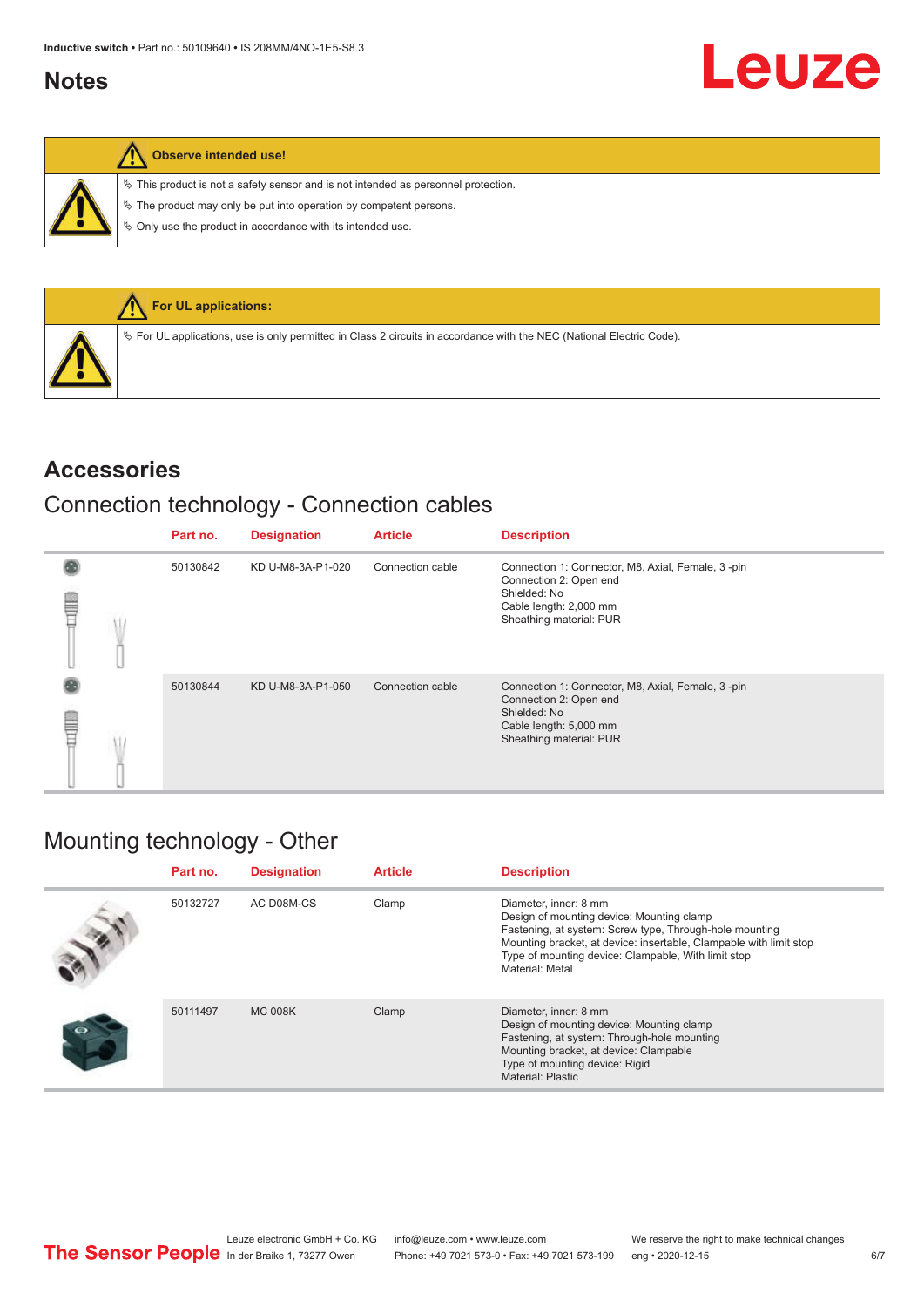## Notes

**Observe intended use!**

- This product is not a safety sensor and is not intended as personnel protection.
- The product may only be put into operation by competent persons.
- Only use the product in accordance with its intended use.

**For UL applications:**

- For UL applications, use is only permitted in Class 2 circuits in accordance with the NEC (National Electric Code).

## Accessories

### Connection technology - Connection cables

| Part no. | Designation | Article | Description |
|---|---|---|---|
| 50130842 | KD U-M8-3A-P1-020 | Connection cable | Connection 1: Connector, M8, Axial, Female, 3 -pin<br>Connection 2: Open end<br>Shielded: No<br>Cable length: 2,000 mm<br>Sheathing material: PUR |
| 50130844 | KD U-M8-3A-P1-050 | Connection cable | Connection 1: Connector, M8, Axial, Female, 3 -pin<br>Connection 2: Open end<br>Shielded: No<br>Cable length: 5,000 mm<br>Sheathing material: PUR |

### Mounting technology - Other

| Part no. | Designation | Article | Description |
|---|---|---|---|
| 50132727 | AC D08M-CS | Clamp | Diameter, inner: 8 mm<br>Design of mounting device: Mounting clamp<br>Fastening, at system: Screw type, Through-hole mounting<br>Mounting bracket, at device: insertable, Clampable with limit stop<br>Type of mounting device: Clampable, With limit stop<br>Material: Metal |
| 50111497 | MC 008K | Clamp | Diameter, inner: 8 mm<br>Design of mounting device: Mounting clamp<br>Fastening, at system: Through-hole mounting<br>Mounting bracket, at device: Clampable<br>Type of mounting device: Rigid<br>Material: Plastic |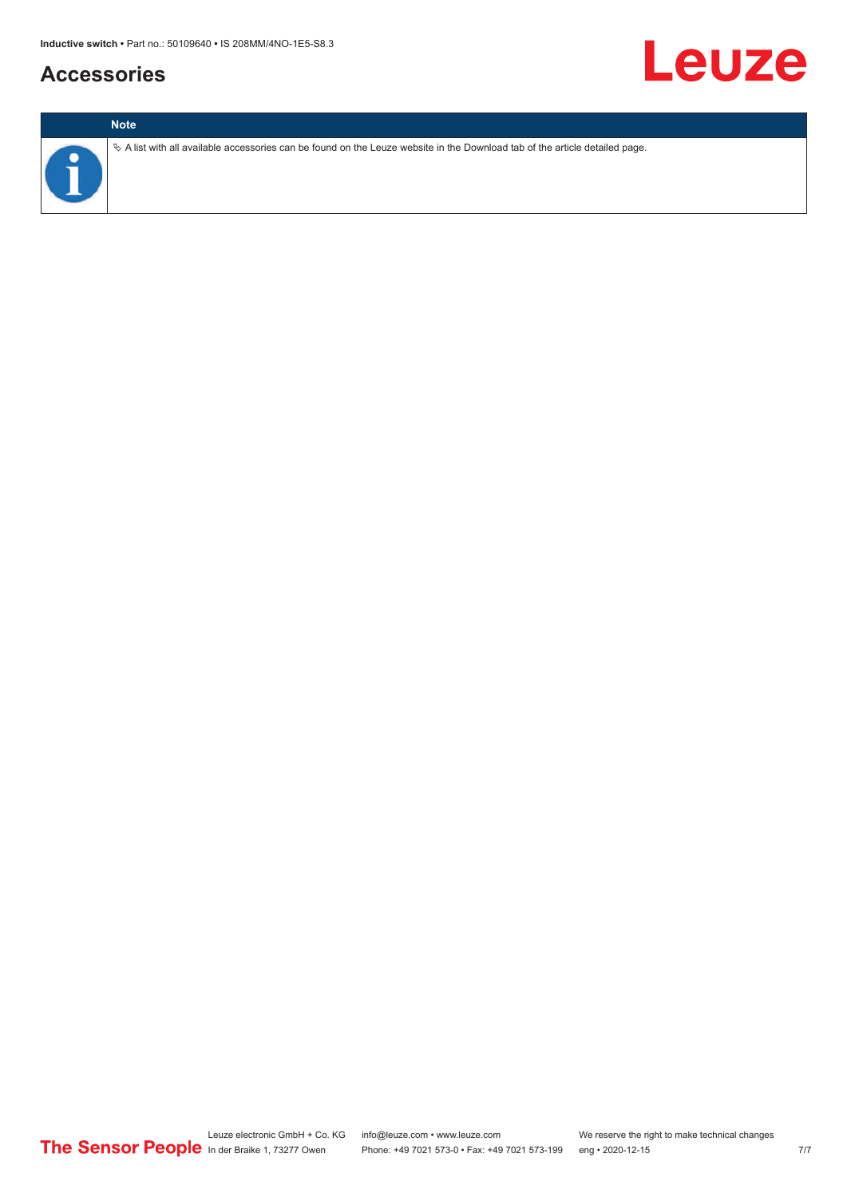## Accessories

| | Note |
|---|---|
| | ✎ A list with all available accessories can be found on the Leuze website in the Download tab of the article detailed page. |